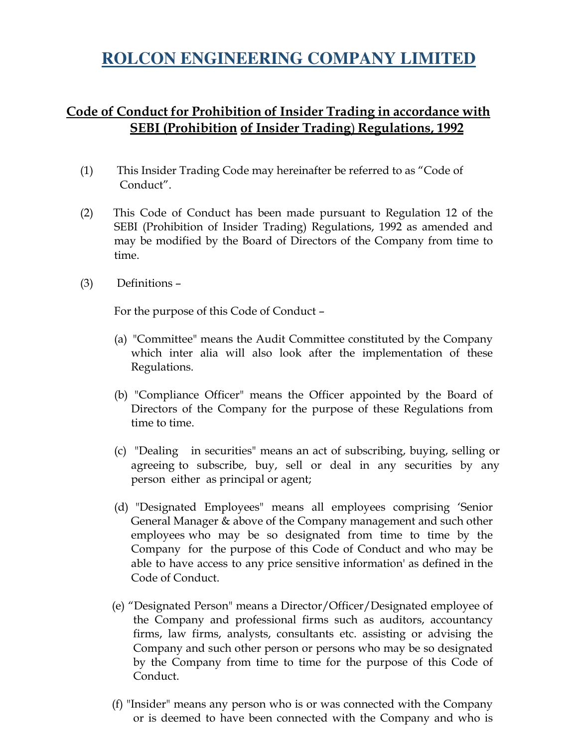# ROLCON ENGINEERING COMPANY LIMITED

## Code of Conduct for Prohibition of Insider Trading in accordance with SEBI (Prohibition of Insider Trading) Regulations, 1992

(1) This Insider Trading Code may hereinafter be referred to as "Code of Conduct".

(2) This Code of Conduct has been made pursuant to Regulation 12 of the SEBI (Prohibition of Insider Trading) Regulations, 1992 as amended and may be modified by the Board of Directors of the Company from time to time.

(3) Definitions –

For the purpose of this Code of Conduct –

(a) "Committee" means the Audit Committee constituted by the Company which inter alia will also look after the implementation of these Regulations.

(b) "Compliance Officer" means the Officer appointed by the Board of Directors of the Company for the purpose of these Regulations from time to time.

(c) "Dealing in securities" means an act of subscribing, buying, selling or agreeing to subscribe, buy, sell or deal in any securities by any person either as principal or agent;

(d) "Designated Employees" means all employees comprising 'Senior General Manager & above of the Company management and such other employees who may be so designated from time to time by the Company for the purpose of this Code of Conduct and who may be able to have access to any price sensitive information' as defined in the Code of Conduct.

(e) "Designated Person" means a Director/Officer/Designated employee of the Company and professional firms such as auditors, accountancy firms, law firms, analysts, consultants etc. assisting or advising the Company and such other person or persons who may be so designated by the Company from time to time for the purpose of this Code of Conduct.

(f) "Insider" means any person who is or was connected with the Company or is deemed to have been connected with the Company and who is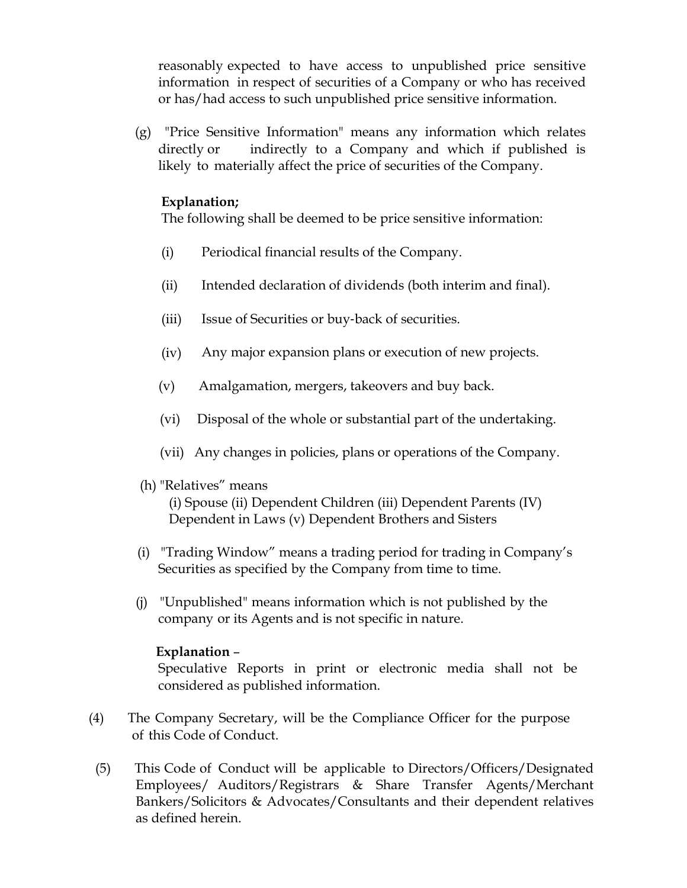reasonably expected to have access to unpublished price sensitive information in respect of securities of a Company or who has received or has/had access to such unpublished price sensitive information.

(g) "Price Sensitive Information" means any information which relates directly or indirectly to a Company and which if published is likely to materially affect the price of securities of the Company.

**Explanation;**
The following shall be deemed to be price sensitive information:

(i) Periodical financial results of the Company.

(ii) Intended declaration of dividends (both interim and final).

(iii) Issue of Securities or buy-back of securities.

(iv) Any major expansion plans or execution of new projects.

(v) Amalgamation, mergers, takeovers and buy back.

(vi) Disposal of the whole or substantial part of the undertaking.

(vii) Any changes in policies, plans or operations of the Company.

(h) "Relatives" means
(i) Spouse (ii) Dependent Children (iii) Dependent Parents (IV) Dependent in Laws (v) Dependent Brothers and Sisters

(i) "Trading Window" means a trading period for trading in Company's Securities as specified by the Company from time to time.

(j) "Unpublished" means information which is not published by the company or its Agents and is not specific in nature.

**Explanation** –
Speculative Reports in print or electronic media shall not be considered as published information.

(4) The Company Secretary, will be the Compliance Officer for the purpose of this Code of Conduct.

(5) This Code of Conduct will be applicable to Directors/Officers/Designated Employees/ Auditors/Registrars & Share Transfer Agents/Merchant Bankers/Solicitors & Advocates/Consultants and their dependent relatives as defined herein.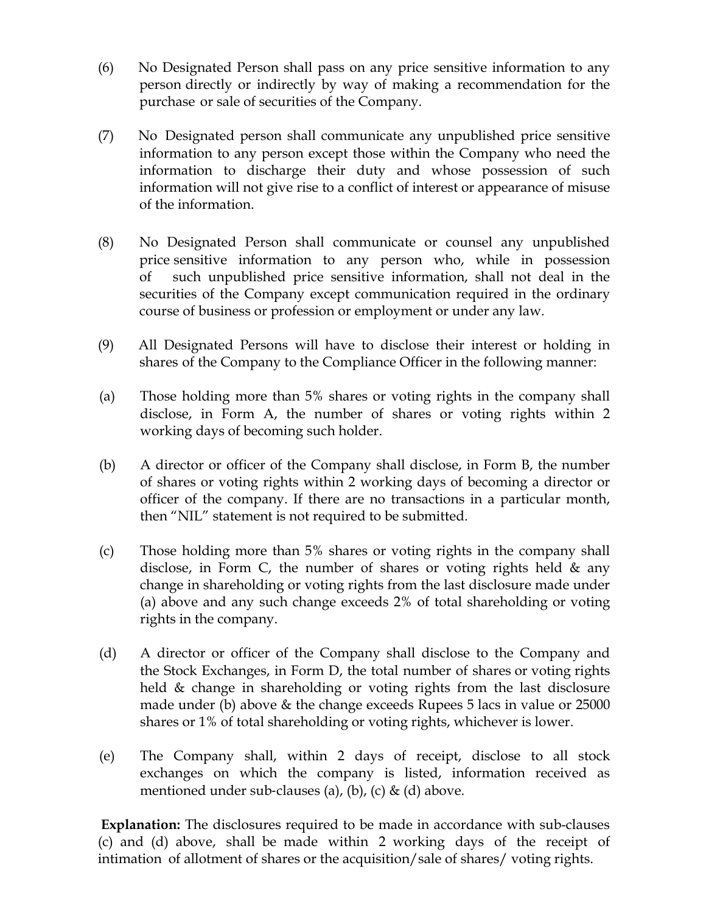(6) No Designated Person shall pass on any price sensitive information to any person directly or indirectly by way of making a recommendation for the purchase or sale of securities of the Company.

(7) No Designated person shall communicate any unpublished price sensitive information to any person except those within the Company who need the information to discharge their duty and whose possession of such information will not give rise to a conflict of interest or appearance of misuse of the information.

(8) No Designated Person shall communicate or counsel any unpublished price sensitive information to any person who, while in possession of such unpublished price sensitive information, shall not deal in the securities of the Company except communication required in the ordinary course of business or profession or employment or under any law.

(9) All Designated Persons will have to disclose their interest or holding in shares of the Company to the Compliance Officer in the following manner:

(a) Those holding more than 5% shares or voting rights in the company shall disclose, in Form A, the number of shares or voting rights within 2 working days of becoming such holder.

(b) A director or officer of the Company shall disclose, in Form B, the number of shares or voting rights within 2 working days of becoming a director or officer of the company. If there are no transactions in a particular month, then "NIL" statement is not required to be submitted.

(c) Those holding more than 5% shares or voting rights in the company shall disclose, in Form C, the number of shares or voting rights held & any change in shareholding or voting rights from the last disclosure made under (a) above and any such change exceeds 2% of total shareholding or voting rights in the company.

(d) A director or officer of the Company shall disclose to the Company and the Stock Exchanges, in Form D, the total number of shares or voting rights held & change in shareholding or voting rights from the last disclosure made under (b) above & the change exceeds Rupees 5 lacs in value or 25000 shares or 1% of total shareholding or voting rights, whichever is lower.

(e) The Company shall, within 2 days of receipt, disclose to all stock exchanges on which the company is listed, information received as mentioned under sub-clauses (a), (b), (c) & (d) above.

**Explanation:** The disclosures required to be made in accordance with sub-clauses (c) and (d) above, shall be made within 2 working days of the receipt of intimation of allotment of shares or the acquisition/sale of shares/ voting rights.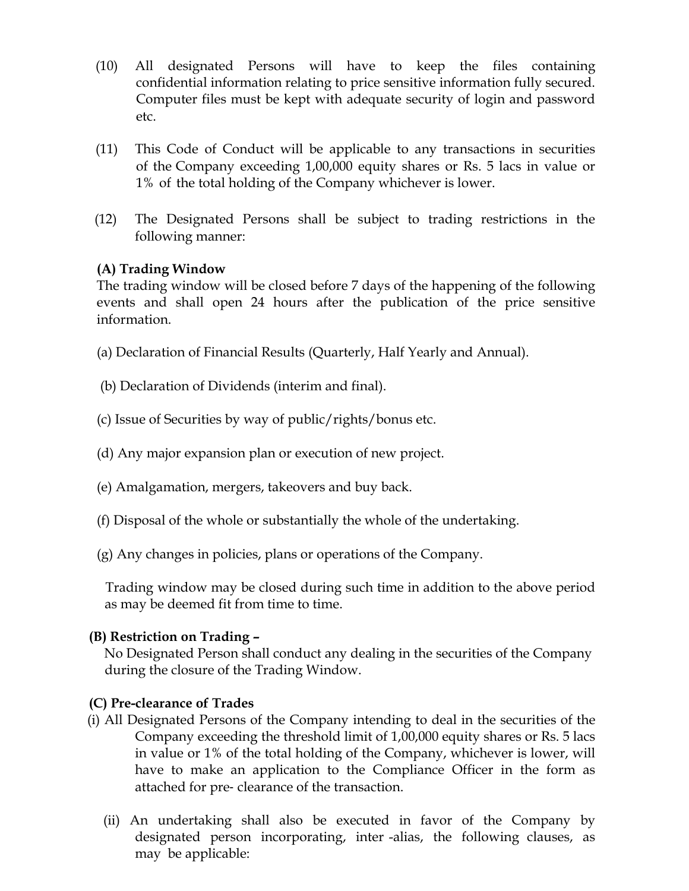(10) All designated Persons will have to keep the files containing confidential information relating to price sensitive information fully secured. Computer files must be kept with adequate security of login and password etc.

(11) This Code of Conduct will be applicable to any transactions in securities of the Company exceeding 1,00,000 equity shares or Rs. 5 lacs in value or 1% of the total holding of the Company whichever is lower.

(12) The Designated Persons shall be subject to trading restrictions in the following manner:

**(A) Trading Window**

The trading window will be closed before 7 days of the happening of the following events and shall open 24 hours after the publication of the price sensitive information.

(a) Declaration of Financial Results (Quarterly, Half Yearly and Annual).

(b) Declaration of Dividends (interim and final).

(c) Issue of Securities by way of public/rights/bonus etc.

(d) Any major expansion plan or execution of new project.

(e) Amalgamation, mergers, takeovers and buy back.

(f) Disposal of the whole or substantially the whole of the undertaking.

(g) Any changes in policies, plans or operations of the Company.

Trading window may be closed during such time in addition to the above period as may be deemed fit from time to time.

**(B) Restriction on Trading –**

No Designated Person shall conduct any dealing in the securities of the Company during the closure of the Trading Window.

**(C) Pre-clearance of Trades**

(i) All Designated Persons of the Company intending to deal in the securities of the Company exceeding the threshold limit of 1,00,000 equity shares or Rs. 5 lacs in value or 1% of the total holding of the Company, whichever is lower, will have to make an application to the Compliance Officer in the form as attached for pre- clearance of the transaction.

(ii) An undertaking shall also be executed in favor of the Company by designated person incorporating, inter -alias, the following clauses, as may be applicable: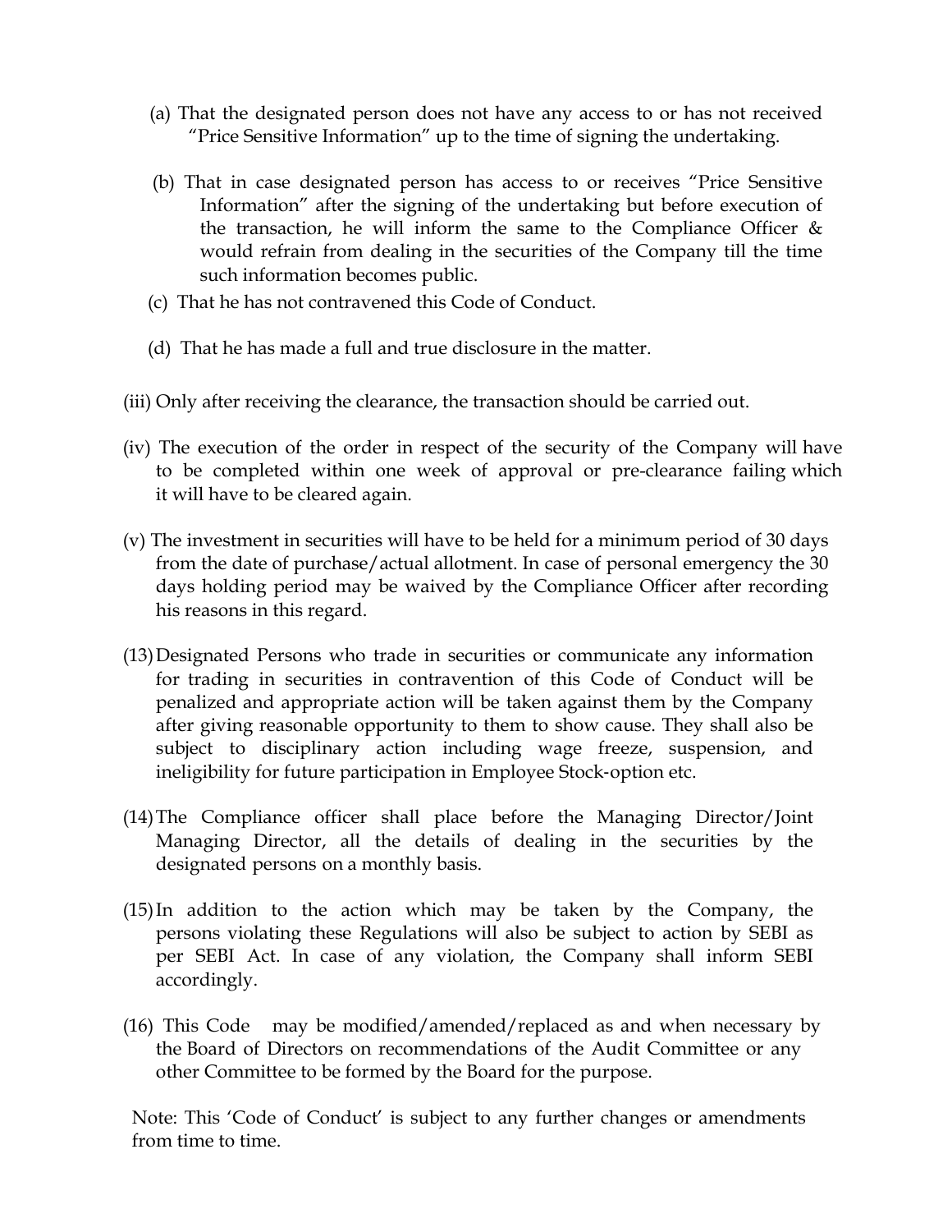(a) That the designated person does not have any access to or has not received "Price Sensitive Information" up to the time of signing the undertaking.

(b) That in case designated person has access to or receives "Price Sensitive Information" after the signing of the undertaking but before execution of the transaction, he will inform the same to the Compliance Officer & would refrain from dealing in the securities of the Company till the time such information becomes public.

(c) That he has not contravened this Code of Conduct.

(d) That he has made a full and true disclosure in the matter.

(iii) Only after receiving the clearance, the transaction should be carried out.

(iv) The execution of the order in respect of the security of the Company will have to be completed within one week of approval or pre-clearance failing which it will have to be cleared again.

(v) The investment in securities will have to be held for a minimum period of 30 days from the date of purchase/actual allotment. In case of personal emergency the 30 days holding period may be waived by the Compliance Officer after recording his reasons in this regard.

(13) Designated Persons who trade in securities or communicate any information for trading in securities in contravention of this Code of Conduct will be penalized and appropriate action will be taken against them by the Company after giving reasonable opportunity to them to show cause. They shall also be subject to disciplinary action including wage freeze, suspension, and ineligibility for future participation in Employee Stock-option etc.

(14) The Compliance officer shall place before the Managing Director/Joint Managing Director, all the details of dealing in the securities by the designated persons on a monthly basis.

(15) In addition to the action which may be taken by the Company, the persons violating these Regulations will also be subject to action by SEBI as per SEBI Act. In case of any violation, the Company shall inform SEBI accordingly.

(16) This Code may be modified/amended/replaced as and when necessary by the Board of Directors on recommendations of the Audit Committee or any other Committee to be formed by the Board for the purpose.

Note: This 'Code of Conduct' is subject to any further changes or amendments from time to time.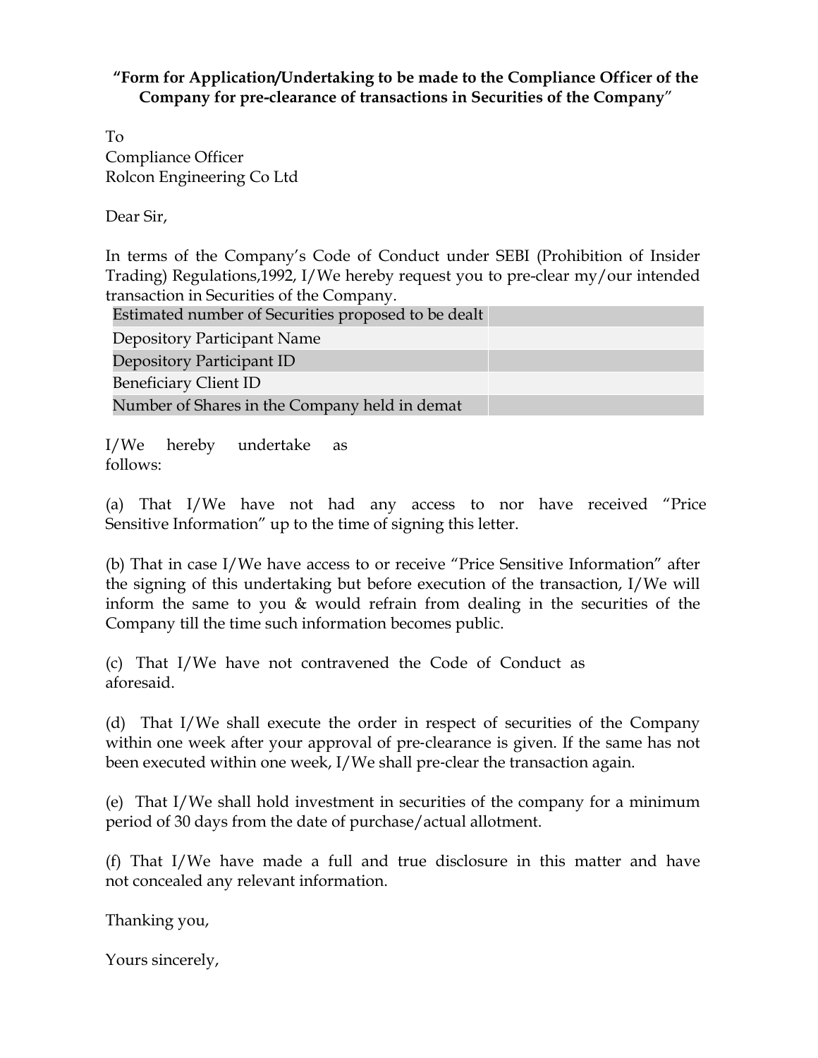**"Form for Application/Undertaking to be made to the Compliance Officer of the Company for pre-clearance of transactions in Securities of the Company"**

To
Compliance Officer
Rolcon Engineering Co Ltd

Dear Sir,

In terms of the Company's Code of Conduct under SEBI (Prohibition of Insider Trading) Regulations,1992, I/We hereby request you to pre-clear my/our intended transaction in Securities of the Company.

| | |
|---|---|
| Estimated number of Securities proposed to be dealt | |
| Depository Participant Name | |
| Depository Participant ID | |
| Beneficiary Client ID | |
| Number of Shares in the Company held in demat | |

I/We hereby undertake as follows:

(a) That I/We have not had any access to nor have received "Price Sensitive Information" up to the time of signing this letter.

(b) That in case I/We have access to or receive "Price Sensitive Information" after the signing of this undertaking but before execution of the transaction, I/We will inform the same to you & would refrain from dealing in the securities of the Company till the time such information becomes public.

(c) That I/We have not contravened the Code of Conduct as aforesaid.

(d) That I/We shall execute the order in respect of securities of the Company within one week after your approval of pre-clearance is given. If the same has not been executed within one week, I/We shall pre-clear the transaction again.

(e) That I/We shall hold investment in securities of the company for a minimum period of 30 days from the date of purchase/actual allotment.

(f) That I/We have made a full and true disclosure in this matter and have not concealed any relevant information.

Thanking you,

Yours sincerely,